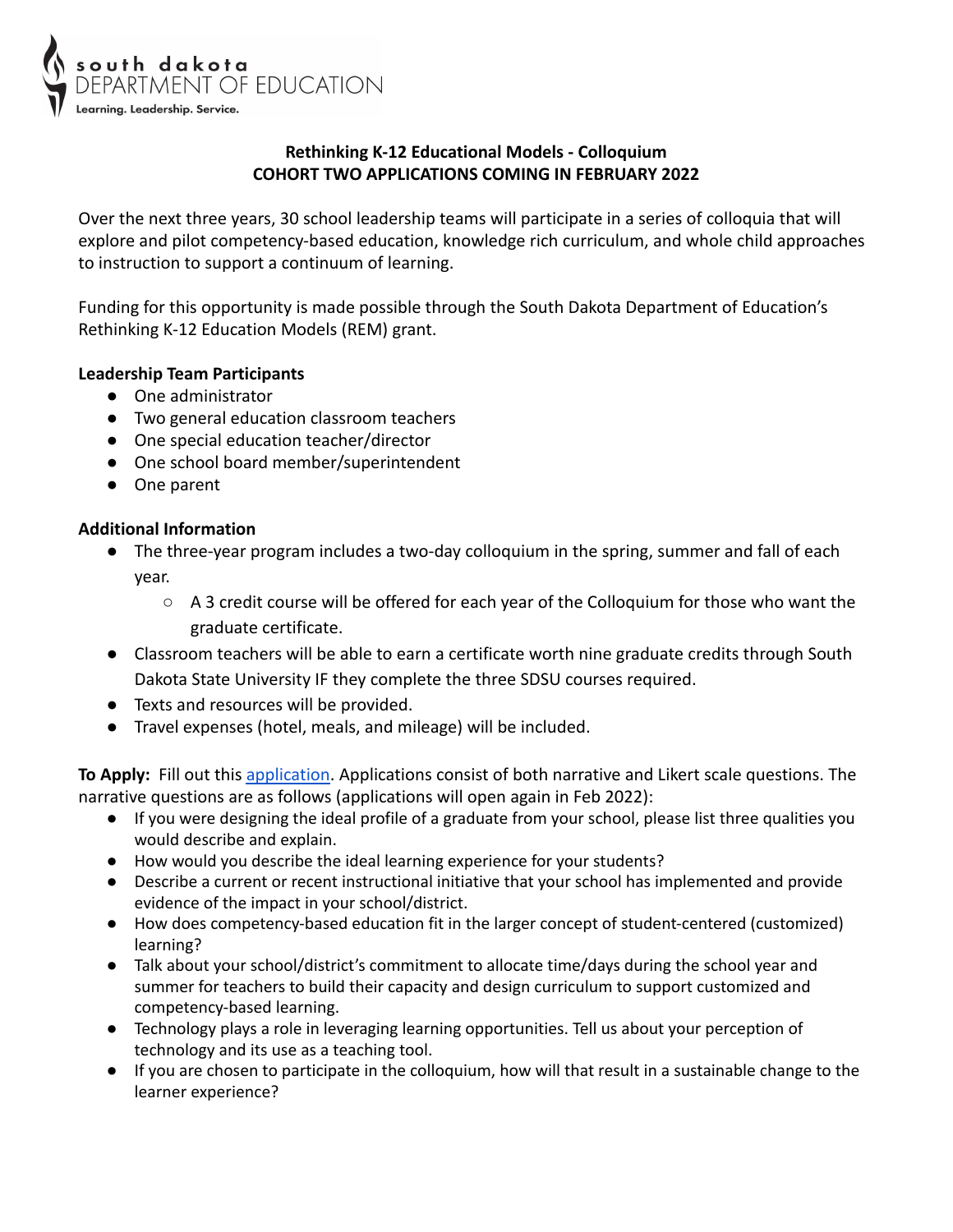south dakota
DEPARTMENT OF EDUCATION
Learning. Leadership. Service.

# Rethinking K-12 Educational Models - Colloquium
## COHORT TWO APPLICATIONS COMING IN FEBRUARY 2022

Over the next three years, 30 school leadership teams will participate in a series of colloquia that will explore and pilot competency-based education, knowledge rich curriculum, and whole child approaches to instruction to support a continuum of learning.

Funding for this opportunity is made possible through the South Dakota Department of Education's Rethinking K-12 Education Models (REM) grant.

**Leadership Team Participants**

- One administrator
- Two general education classroom teachers
- One special education teacher/director
- One school board member/superintendent
- One parent

**Additional Information**

- The three-year program includes a two-day colloquium in the spring, summer and fall of each year.
  - A 3 credit course will be offered for each year of the Colloquium for those who want the graduate certificate.
- Classroom teachers will be able to earn a certificate worth nine graduate credits through South Dakota State University IF they complete the three SDSU courses required.
- Texts and resources will be provided.
- Travel expenses (hotel, meals, and mileage) will be included.

**To Apply:** Fill out this application. Applications consist of both narrative and Likert scale questions. The narrative questions are as follows (applications will open again in Feb 2022):

- If you were designing the ideal profile of a graduate from your school, please list three qualities you would describe and explain.
- How would you describe the ideal learning experience for your students?
- Describe a current or recent instructional initiative that your school has implemented and provide evidence of the impact in your school/district.
- How does competency-based education fit in the larger concept of student-centered (customized) learning?
- Talk about your school/district's commitment to allocate time/days during the school year and summer for teachers to build their capacity and design curriculum to support customized and competency-based learning.
- Technology plays a role in leveraging learning opportunities. Tell us about your perception of technology and its use as a teaching tool.
- If you are chosen to participate in the colloquium, how will that result in a sustainable change to the learner experience?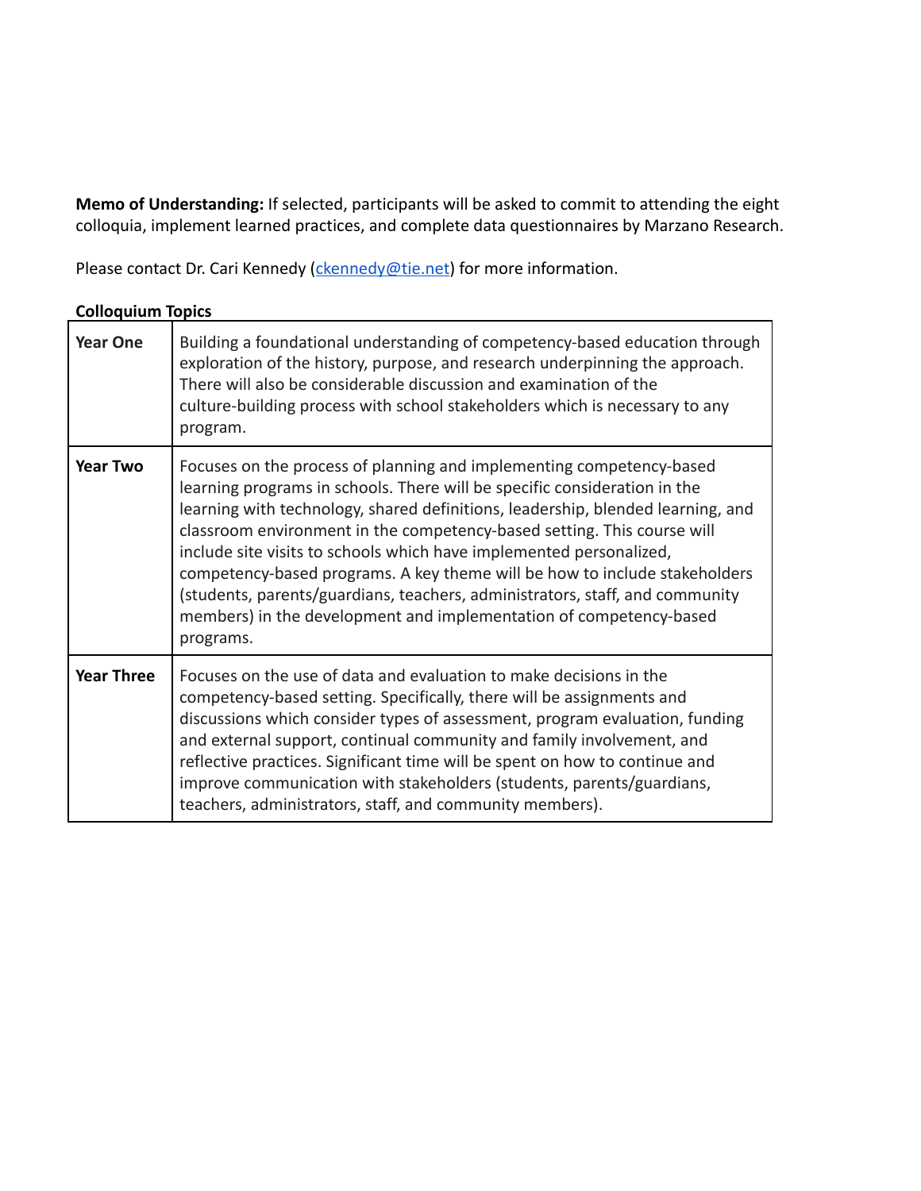**Memo of Understanding:** If selected, participants will be asked to commit to attending the eight colloquia, implement learned practices, and complete data questionnaires by Marzano Research.

Please contact Dr. Cari Kennedy (ckennedy@tie.net) for more information.

**Colloquium Topics**

| | |
|---|---|
| **Year One** | Building a foundational understanding of competency-based education through exploration of the history, purpose, and research underpinning the approach. There will also be considerable discussion and examination of the culture-building process with school stakeholders which is necessary to any program. |
| **Year Two** | Focuses on the process of planning and implementing competency-based learning programs in schools. There will be specific consideration in the learning with technology, shared definitions, leadership, blended learning, and classroom environment in the competency-based setting. This course will include site visits to schools which have implemented personalized, competency-based programs. A key theme will be how to include stakeholders (students, parents/guardians, teachers, administrators, staff, and community members) in the development and implementation of competency-based programs. |
| **Year Three** | Focuses on the use of data and evaluation to make decisions in the competency-based setting. Specifically, there will be assignments and discussions which consider types of assessment, program evaluation, funding and external support, continual community and family involvement, and reflective practices. Significant time will be spent on how to continue and improve communication with stakeholders (students, parents/guardians, teachers, administrators, staff, and community members). |